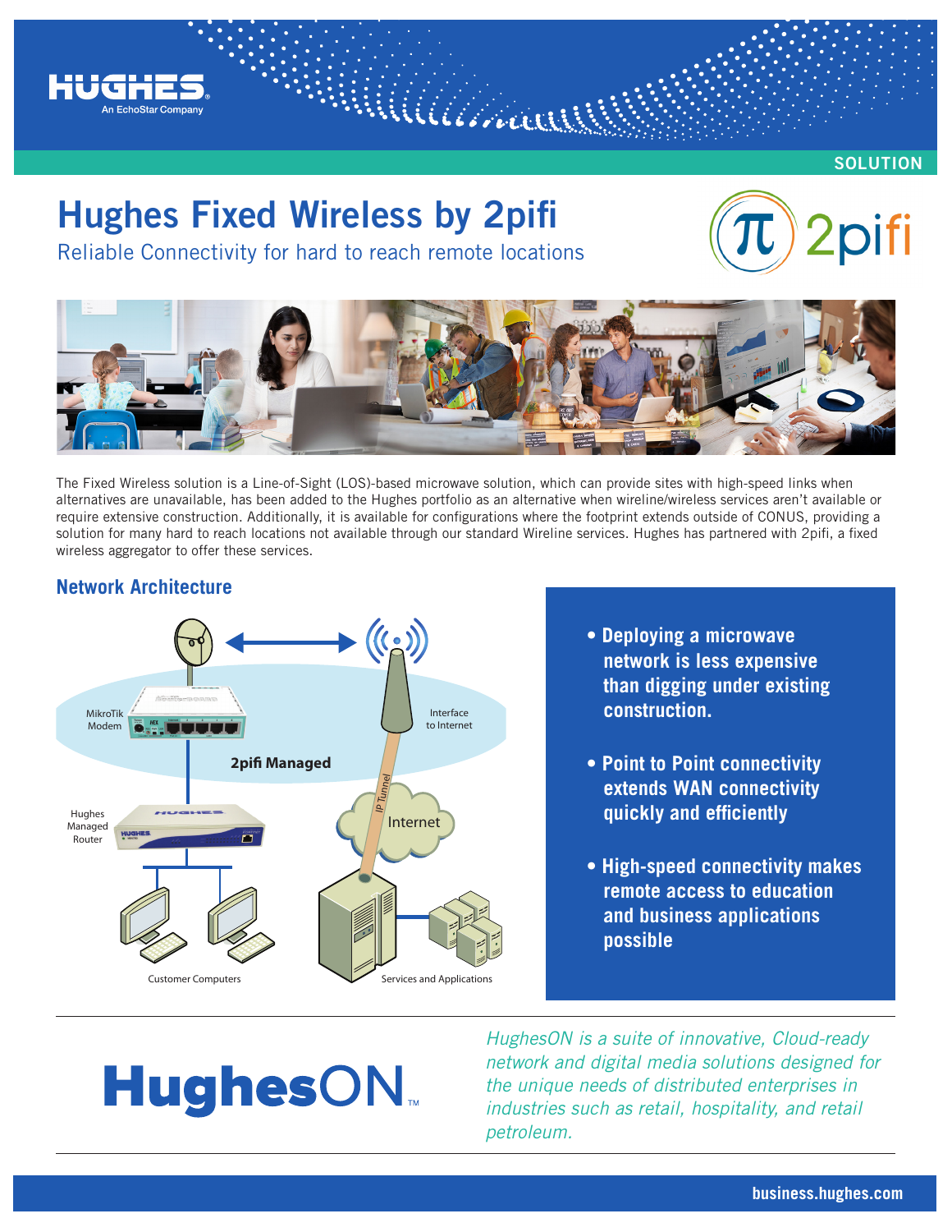SOLUTION

# Hughes Fixed Wireless by 2pifi

## Reliable Connectivity for hard to reach remote locations

The Fixed Wireless solution is a Line-of-Sight (LOS)-based microwave solution, which can provide sites with high-speed links when alternatives are unavailable, has been added to the Hughes portfolio as an alternative when wireline/wireless services aren't available or require extensive construction. Additionally, it is available for configurations where the footprint extends outside of CONUS, providing a solution for many hard to reach locations not available through our standard Wireline services. Hughes has partnered with 2pifi, a fixed wireless aggregator to offer these services.

### Network Architecture

MikroTik Modem

Interface to Internet

2pifi Managed

IP Tunnel

Internet

Hughes Managed Router

Customer Computers

Services and Applications

- **Deploying a microwave network is less expensive than digging under existing construction.**
- **Point to Point connectivity extends WAN connectivity quickly and efficiently**
- **High-speed connectivity makes remote access to education and business applications possible**

**HughesON™**

*HughesON is a suite of innovative, Cloud-ready network and digital media solutions designed for the unique needs of distributed enterprises in industries such as retail, hospitality, and retail petroleum.*

business.hughes.com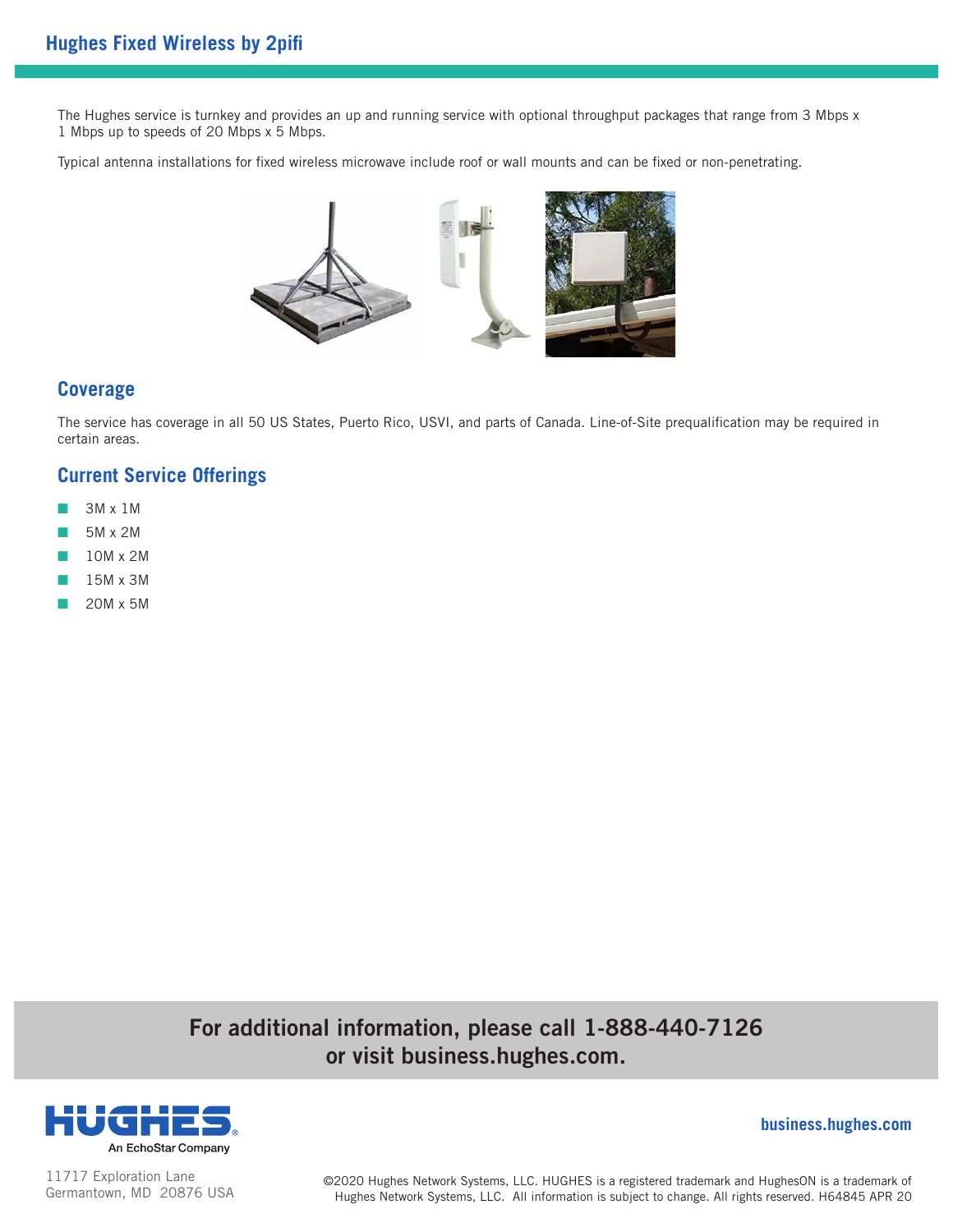The Hughes service is turnkey and provides an up and running service with optional throughput packages that range from 3 Mbps x 1 Mbps up to speeds of 20 Mbps x 5 Mbps.

Typical antenna installations for fixed wireless microwave include roof or wall mounts and can be fixed or non-penetrating.

## Coverage

The service has coverage in all 50 US States, Puerto Rico, USVI, and parts of Canada. Line-of-Site prequalification may be required in certain areas.

## Current Service Offerings

- 3M x 1M
- 5M x 2M
- 10M x 2M
- 15M x 3M
- 20M x 5M

**For additional information, please call 1-888-440-7126 or visit business.hughes.com.**

HUGHES
An EchoStar Company

business.hughes.com

11717 Exploration Lane
Germantown, MD 20876 USA

©2020 Hughes Network Systems, LLC. HUGHES is a registered trademark and HughesON is a trademark of Hughes Network Systems, LLC. All information is subject to change. All rights reserved. H64845 APR 20